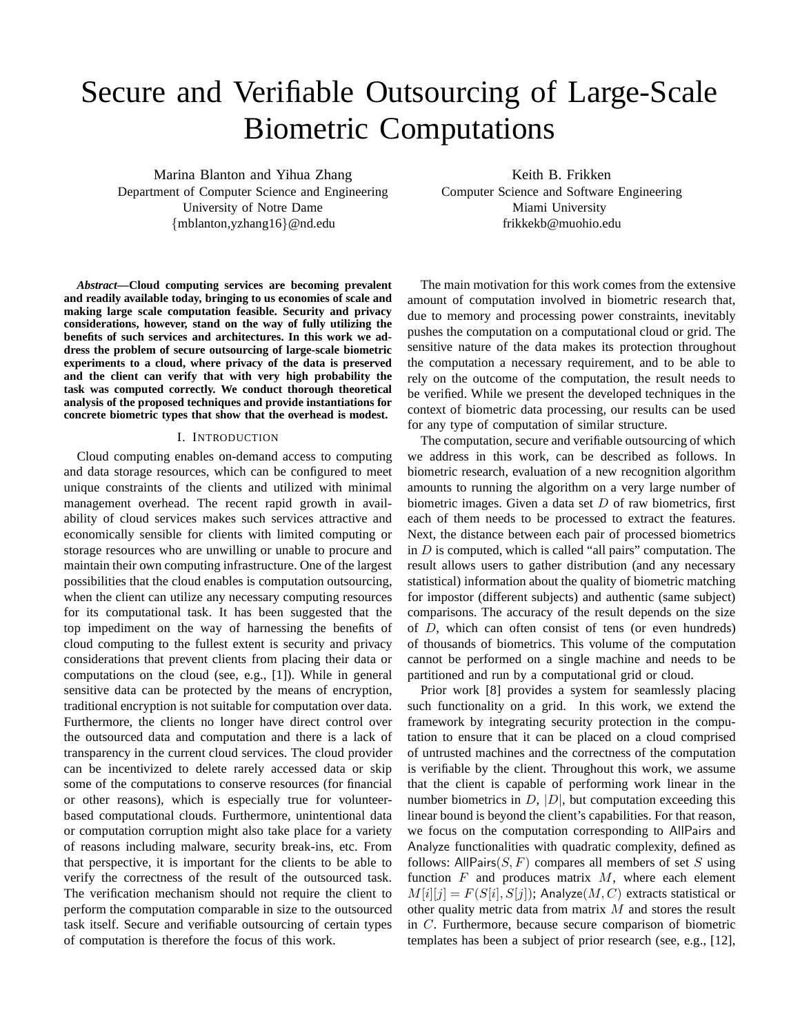# Secure and Verifiable Outsourcing of Large-Scale Biometric Computations

Marina Blanton and Yihua Zhang
Department of Computer Science and Engineering
University of Notre Dame
{mblanton,yzhang16}@nd.edu

Keith B. Frikken
Computer Science and Software Engineering
Miami University
frikkekb@muohio.edu

***Abstract*—Cloud computing services are becoming prevalent and readily available today, bringing to us economies of scale and making large scale computation feasible. Security and privacy considerations, however, stand on the way of fully utilizing the benefits of such services and architectures. In this work we address the problem of secure outsourcing of large-scale biometric experiments to a cloud, where privacy of the data is preserved and the client can verify that with very high probability the task was computed correctly. We conduct thorough theoretical analysis of the proposed techniques and provide instantiations for concrete biometric types that show that the overhead is modest.**

## I. Introduction

Cloud computing enables on-demand access to computing and data storage resources, which can be configured to meet unique constraints of the clients and utilized with minimal management overhead. The recent rapid growth in availability of cloud services makes such services attractive and economically sensible for clients with limited computing or storage resources who are unwilling or unable to procure and maintain their own computing infrastructure. One of the largest possibilities that the cloud enables is computation outsourcing, when the client can utilize any necessary computing resources for its computational task. It has been suggested that the top impediment on the way of harnessing the benefits of cloud computing to the fullest extent is security and privacy considerations that prevent clients from placing their data or computations on the cloud (see, e.g., [1]). While in general sensitive data can be protected by the means of encryption, traditional encryption is not suitable for computation over data. Furthermore, the clients no longer have direct control over the outsourced data and computation and there is a lack of transparency in the current cloud services. The cloud provider can be incentivized to delete rarely accessed data or skip some of the computations to conserve resources (for financial or other reasons), which is especially true for volunteer-based computational clouds. Furthermore, unintentional data or computation corruption might also take place for a variety of reasons including malware, security break-ins, etc. From that perspective, it is important for the clients to be able to verify the correctness of the result of the outsourced task. The verification mechanism should not require the client to perform the computation comparable in size to the outsourced task itself. Secure and verifiable outsourcing of certain types of computation is therefore the focus of this work.

The main motivation for this work comes from the extensive amount of computation involved in biometric research that, due to memory and processing power constraints, inevitably pushes the computation on a computational cloud or grid. The sensitive nature of the data makes its protection throughout the computation a necessary requirement, and to be able to rely on the outcome of the computation, the result needs to be verified. While we present the developed techniques in the context of biometric data processing, our results can be used for any type of computation of similar structure.

The computation, secure and verifiable outsourcing of which we address in this work, can be described as follows. In biometric research, evaluation of a new recognition algorithm amounts to running the algorithm on a very large number of biometric images. Given a data set $D$ of raw biometrics, first each of them needs to be processed to extract the features. Next, the distance between each pair of processed biometrics in $D$ is computed, which is called "all pairs" computation. The result allows users to gather distribution (and any necessary statistical) information about the quality of biometric matching for impostor (different subjects) and authentic (same subject) comparisons. The accuracy of the result depends on the size of $D$, which can often consist of tens (or even hundreds) of thousands of biometrics. This volume of the computation cannot be performed on a single machine and needs to be partitioned and run by a computational grid or cloud.

Prior work [8] provides a system for seamlessly placing such functionality on a grid. In this work, we extend the framework by integrating security protection in the computation to ensure that it can be placed on a cloud comprised of untrusted machines and the correctness of the computation is verifiable by the client. Throughout this work, we assume that the client is capable of performing work linear in the number biometrics in $D$, $|D|$, but computation exceeding this linear bound is beyond the client's capabilities. For that reason, we focus on the computation corresponding to AllPairs and Analyze functionalities with quadratic complexity, defined as follows: AllPairs$(S, F)$ compares all members of set $S$ using function $F$ and produces matrix $M$, where each element $M[i][j] = F(S[i], S[j])$; Analyze$(M, C)$ extracts statistical or other quality metric data from matrix $M$ and stores the result in $C$. Furthermore, because secure comparison of biometric templates has been a subject of prior research (see, e.g., [12],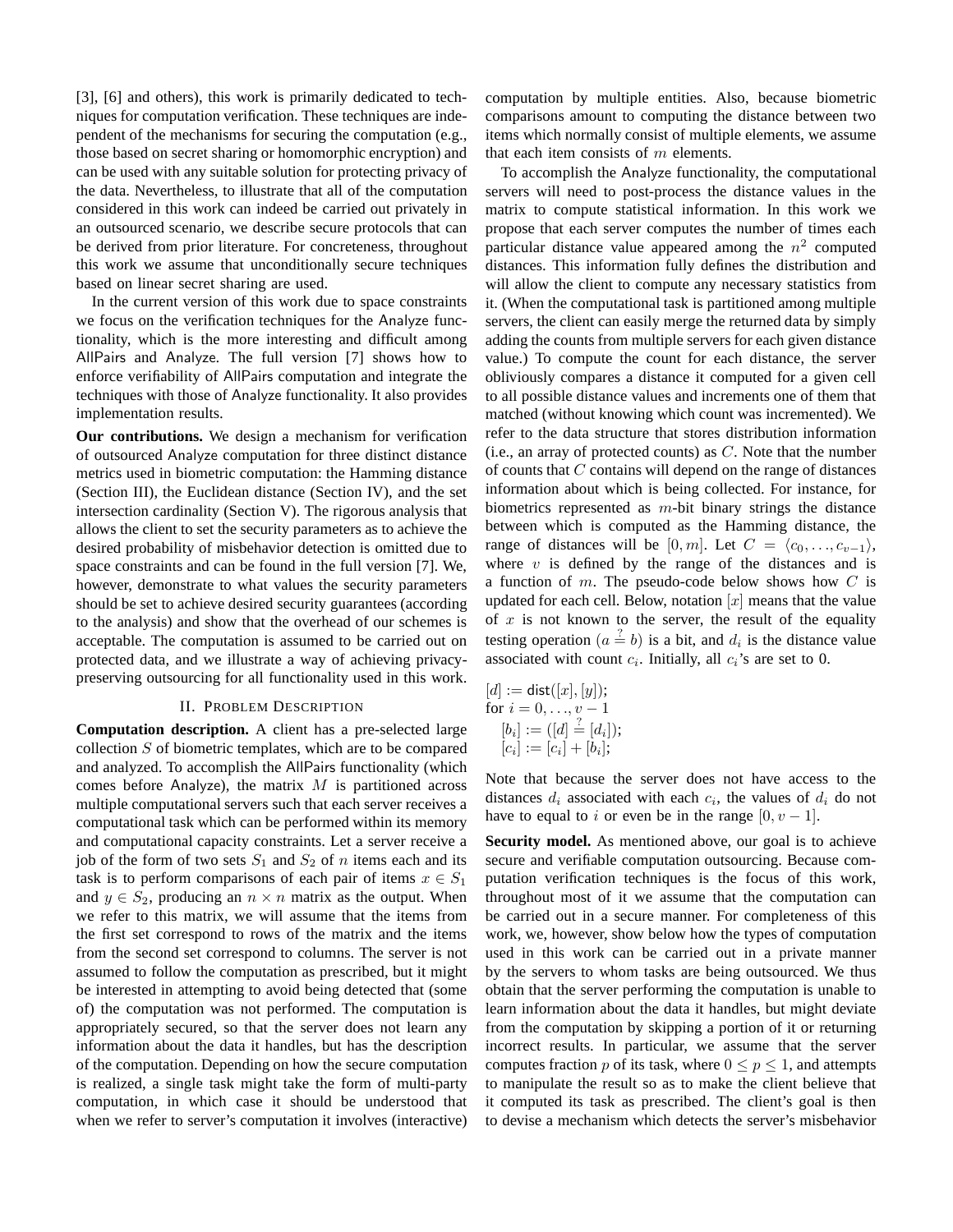[3], [6] and others), this work is primarily dedicated to techniques for computation verification. These techniques are independent of the mechanisms for securing the computation (e.g., those based on secret sharing or homomorphic encryption) and can be used with any suitable solution for protecting privacy of the data. Nevertheless, to illustrate that all of the computation considered in this work can indeed be carried out privately in an outsourced scenario, we describe secure protocols that can be derived from prior literature. For concreteness, throughout this work we assume that unconditionally secure techniques based on linear secret sharing are used.

In the current version of this work due to space constraints we focus on the verification techniques for the Analyze functionality, which is the more interesting and difficult among AllPairs and Analyze. The full version [7] shows how to enforce verifiability of AllPairs computation and integrate the techniques with those of Analyze functionality. It also provides implementation results.

**Our contributions.** We design a mechanism for verification of outsourced Analyze computation for three distinct distance metrics used in biometric computation: the Hamming distance (Section III), the Euclidean distance (Section IV), and the set intersection cardinality (Section V). The rigorous analysis that allows the client to set the security parameters as to achieve the desired probability of misbehavior detection is omitted due to space constraints and can be found in the full version [7]. We, however, demonstrate to what values the security parameters should be set to achieve desired security guarantees (according to the analysis) and show that the overhead of our schemes is acceptable. The computation is assumed to be carried out on protected data, and we illustrate a way of achieving privacy-preserving outsourcing for all functionality used in this work.

## II. Problem Description

**Computation description.** A client has a pre-selected large collection $S$ of biometric templates, which are to be compared and analyzed. To accomplish the AllPairs functionality (which comes before Analyze), the matrix $M$ is partitioned across multiple computational servers such that each server receives a computational task which can be performed within its memory and computational capacity constraints. Let a server receive a job of the form of two sets $S_1$ and $S_2$ of $n$ items each and its task is to perform comparisons of each pair of items $x \in S_1$ and $y \in S_2$, producing an $n \times n$ matrix as the output. When we refer to this matrix, we will assume that the items from the first set correspond to rows of the matrix and the items from the second set correspond to columns. The server is not assumed to follow the computation as prescribed, but it might be interested in attempting to avoid being detected that (some of) the computation was not performed. The computation is appropriately secured, so that the server does not learn any information about the data it handles, but has the description of the computation. Depending on how the secure computation is realized, a single task might take the form of multi-party computation, in which case it should be understood that when we refer to server's computation it involves (interactive) computation by multiple entities. Also, because biometric comparisons amount to computing the distance between two items which normally consist of multiple elements, we assume that each item consists of $m$ elements.

To accomplish the Analyze functionality, the computational servers will need to post-process the distance values in the matrix to compute statistical information. In this work we propose that each server computes the number of times each particular distance value appeared among the $n^2$ computed distances. This information fully defines the distribution and will allow the client to compute any necessary statistics from it. (When the computational task is partitioned among multiple servers, the client can easily merge the returned data by simply adding the counts from multiple servers for each given distance value.) To compute the count for each distance, the server obliviously compares a distance it computed for a given cell to all possible distance values and increments one of them that matched (without knowing which count was incremented). We refer to the data structure that stores distribution information (i.e., an array of protected counts) as $C$. Note that the number of counts that $C$ contains will depend on the range of distances information about which is being collected. For instance, for biometrics represented as $m$-bit binary strings the distance between which is computed as the Hamming distance, the range of distances will be $[0, m]$. Let $C = \langle c_0, \ldots, c_{v-1} \rangle$, where $v$ is defined by the range of the distances and is a function of $m$. The pseudo-code below shows how $C$ is updated for each cell. Below, notation $[x]$ means that the value of $x$ is not known to the server, the result of the equality testing operation $(a \stackrel{?}{=} b)$ is a bit, and $d_i$ is the distance value associated with count $c_i$. Initially, all $c_i$'s are set to 0.

$[d] := \mathsf{dist}([x], [y]);$
for $i = 0, \ldots, v-1$
  $[b_i] := ([d] \stackrel{?}{=} [d_i]);$
  $[c_i] := [c_i] + [b_i];$

Note that because the server does not have access to the distances $d_i$ associated with each $c_i$, the values of $d_i$ do not have to equal to $i$ or even be in the range $[0, v-1]$.

**Security model.** As mentioned above, our goal is to achieve secure and verifiable computation outsourcing. Because computation verification techniques is the focus of this work, throughout most of it we assume that the computation can be carried out in a secure manner. For completeness of this work, we, however, show below how the types of computation used in this work can be carried out in a private manner by the servers to whom tasks are being outsourced. We thus obtain that the server performing the computation is unable to learn information about the data it handles, but might deviate from the computation by skipping a portion of it or returning incorrect results. In particular, we assume that the server computes fraction $p$ of its task, where $0 \leq p \leq 1$, and attempts to manipulate the result so as to make the client believe that it computed its task as prescribed. The client's goal is then to devise a mechanism which detects the server's misbehavior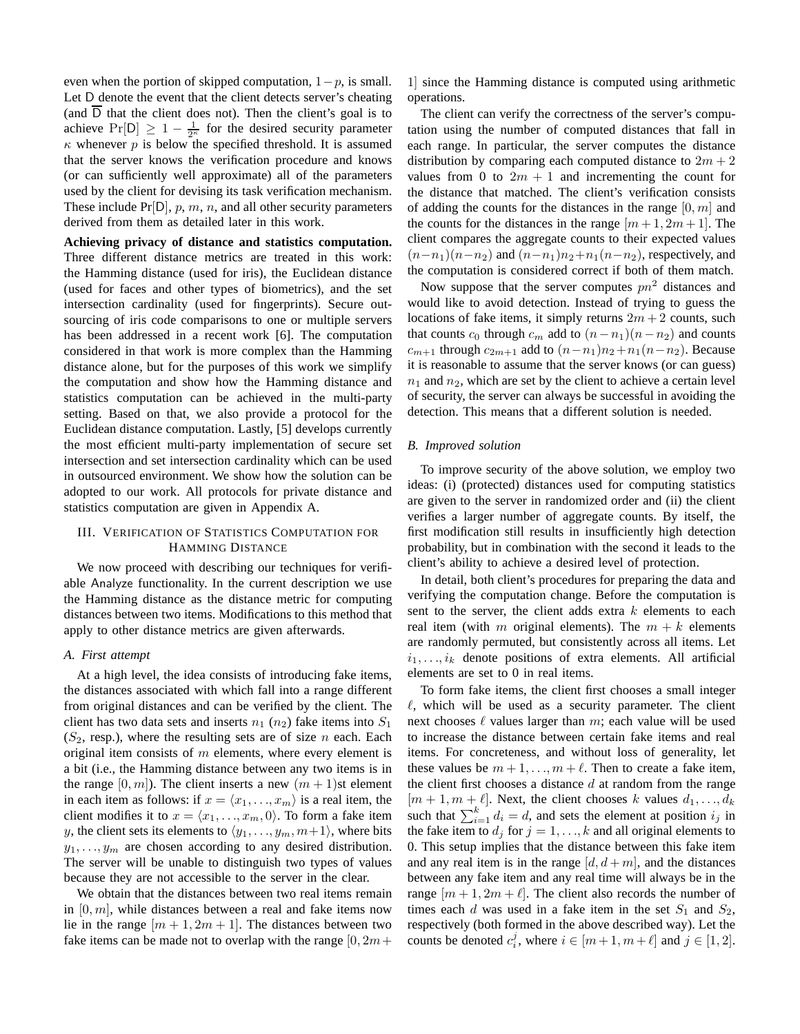even when the portion of skipped computation, $1-p$, is small. Let $\mathsf{D}$ denote the event that the client detects server's cheating (and $\overline{\mathsf{D}}$ that the client does not). Then the client's goal is to achieve $\Pr[\mathsf{D}] \geq 1 - \frac{1}{2^\kappa}$ for the desired security parameter $\kappa$ whenever $p$ is below the specified threshold. It is assumed that the server knows the verification procedure and knows (or can sufficiently well approximate) all of the parameters used by the client for devising its task verification mechanism. These include $\Pr[\mathsf{D}]$, $p$, $m$, $n$, and all other security parameters derived from them as detailed later in this work.

**Achieving privacy of distance and statistics computation.** Three different distance metrics are treated in this work: the Hamming distance (used for iris), the Euclidean distance (used for faces and other types of biometrics), and the set intersection cardinality (used for fingerprints). Secure outsourcing of iris code comparisons to one or multiple servers has been addressed in a recent work [6]. The computation considered in that work is more complex than the Hamming distance alone, but for the purposes of this work we simplify the computation and show how the Hamming distance and statistics computation can be achieved in the multi-party setting. Based on that, we also provide a protocol for the Euclidean distance computation. Lastly, [5] develops currently the most efficient multi-party implementation of secure set intersection and set intersection cardinality which can be used in outsourced environment. We show how the solution can be adopted to our work. All protocols for private distance and statistics computation are given in Appendix A.

## III. Verification of Statistics Computation for Hamming Distance

We now proceed with describing our techniques for verifiable Analyze functionality. In the current description we use the Hamming distance as the distance metric for computing distances between two items. Modifications to this method that apply to other distance metrics are given afterwards.

### A. First attempt

At a high level, the idea consists of introducing fake items, the distances associated with which fall into a range different from original distances and can be verified by the client. The client has two data sets and inserts $n_1$ ($n_2$) fake items into $S_1$ ($S_2$, resp.), where the resulting sets are of size $n$ each. Each original item consists of $m$ elements, where every element is a bit (i.e., the Hamming distance between any two items is in the range $[0, m]$). The client inserts a new $(m+1)$st element in each item as follows: if $x = \langle x_1, \ldots, x_m \rangle$ is a real item, the client modifies it to $x = \langle x_1, \ldots, x_m, 0 \rangle$. To form a fake item $y$, the client sets its elements to $\langle y_1, \ldots, y_m, m+1 \rangle$, where bits $y_1, \ldots, y_m$ are chosen according to any desired distribution. The server will be unable to distinguish two types of values because they are not accessible to the server in the clear.

We obtain that the distances between two real items remain in $[0, m]$, while distances between a real and fake items now lie in the range $[m+1, 2m+1]$. The distances between two fake items can be made not to overlap with the range $[0, 2m+1]$ since the Hamming distance is computed using arithmetic operations.

The client can verify the correctness of the server's computation using the number of computed distances that fall in each range. In particular, the server computes the distance distribution by comparing each computed distance to $2m+2$ values from 0 to $2m+1$ and incrementing the count for the distance that matched. The client's verification consists of adding the counts for the distances in the range $[0, m]$ and the counts for the distances in the range $[m+1, 2m+1]$. The client compares the aggregate counts to their expected values $(n-n_1)(n-n_2)$ and $(n-n_1)n_2+n_1(n-n_2)$, respectively, and the computation is considered correct if both of them match.

Now suppose that the server computes $pn^2$ distances and would like to avoid detection. Instead of trying to guess the locations of fake items, it simply returns $2m+2$ counts, such that counts $c_0$ through $c_m$ add to $(n-n_1)(n-n_2)$ and counts $c_{m+1}$ through $c_{2m+1}$ add to $(n-n_1)n_2+n_1(n-n_2)$. Because it is reasonable to assume that the server knows (or can guess) $n_1$ and $n_2$, which are set by the client to achieve a certain level of security, the server can always be successful in avoiding the detection. This means that a different solution is needed.

### B. Improved solution

To improve security of the above solution, we employ two ideas: (i) (protected) distances used for computing statistics are given to the server in randomized order and (ii) the client verifies a larger number of aggregate counts. By itself, the first modification still results in insufficiently high detection probability, but in combination with the second it leads to the client's ability to achieve a desired level of protection.

In detail, both client's procedures for preparing the data and verifying the computation change. Before the computation is sent to the server, the client adds extra $k$ elements to each real item (with $m$ original elements). The $m+k$ elements are randomly permuted, but consistently across all items. Let $i_1, \ldots, i_k$ denote positions of extra elements. All artificial elements are set to 0 in real items.

To form fake items, the client first chooses a small integer $\ell$, which will be used as a security parameter. The client next chooses $\ell$ values larger than $m$; each value will be used to increase the distance between certain fake items and real items. For concreteness, and without loss of generality, let these values be $m+1, \ldots, m+\ell$. Then to create a fake item, the client first chooses a distance $d$ at random from the range $[m+1, m+\ell]$. Next, the client chooses $k$ values $d_1, \ldots, d_k$ such that $\sum_{i=1}^{k} d_i = d$, and sets the element at position $i_j$ in the fake item to $d_j$ for $j = 1, \ldots, k$ and all original elements to 0. This setup implies that the distance between this fake item and any real item is in the range $[d, d+m]$, and the distances between any fake item and any real time will always be in the range $[m+1, 2m+\ell]$. The client also records the number of times each $d$ was used in a fake item in the set $S_1$ and $S_2$, respectively (both formed in the above described way). Let the counts be denoted $c_i^j$, where $i \in [m+1, m+\ell]$ and $j \in [1, 2]$.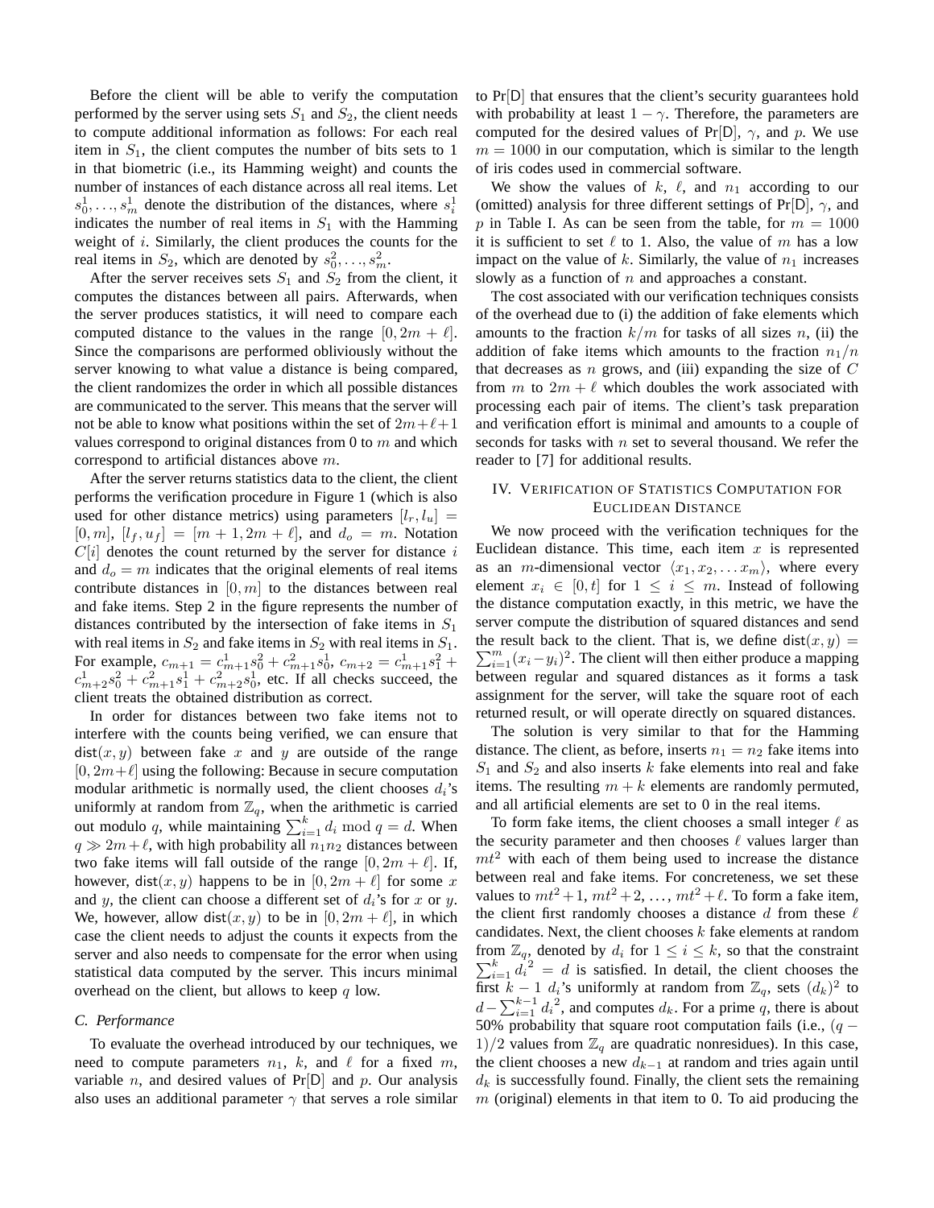Before the client will be able to verify the computation performed by the server using sets $S_1$ and $S_2$, the client needs to compute additional information as follows: For each real item in $S_1$, the client computes the number of bits sets to 1 in that biometric (i.e., its Hamming weight) and counts the number of instances of each distance across all real items. Let $s^1_0, \ldots, s^1_m$ denote the distribution of the distances, where $s^1_i$ indicates the number of real items in $S_1$ with the Hamming weight of $i$. Similarly, the client produces the counts for the real items in $S_2$, which are denoted by $s^2_0, \ldots, s^2_m$.

After the server receives sets $S_1$ and $S_2$ from the client, it computes the distances between all pairs. Afterwards, when the server produces statistics, it will need to compare each computed distance to the values in the range $[0, 2m + \ell]$. Since the comparisons are performed obliviously without the server knowing to what value a distance is being compared, the client randomizes the order in which all possible distances are communicated to the server. This means that the server will not be able to know what positions within the set of $2m+\ell+1$ values correspond to original distances from 0 to $m$ and which correspond to artificial distances above $m$.

After the server returns statistics data to the client, the client performs the verification procedure in Figure 1 (which is also used for other distance metrics) using parameters $[l_r, l_u] = [0, m]$, $[l_f, u_f] = [m+1, 2m+\ell]$, and $d_o = m$. Notation $C[i]$ denotes the count returned by the server for distance $i$ and $d_o = m$ indicates that the original elements of real items contribute distances in $[0, m]$ to the distances between real and fake items. Step 2 in the figure represents the number of distances contributed by the intersection of fake items in $S_1$ with real items in $S_2$ and fake items in $S_2$ with real items in $S_1$. For example, $c_{m+1} = c^1_{m+1}s^2_0 + c^2_{m+1}s^1_0$, $c_{m+2} = c^1_{m+1}s^2_1 + c^1_{m+2}s^2_0 + c^2_{m+1}s^1_1 + c^2_{m+2}s^1_0$, etc. If all checks succeed, the client treats the obtained distribution as correct.

In order for distances between two fake items not to interfere with the counts being verified, we can ensure that $\mathsf{dist}(x, y)$ between fake $x$ and $y$ are outside of the range $[0, 2m+\ell]$ using the following: Because in secure computation modular arithmetic is normally used, the client chooses $d_i$'s uniformly at random from $\mathbb{Z}_q$, when the arithmetic is carried out modulo $q$, while maintaining $\sum_{i=1}^{k} d_i \bmod q = d$. When $q \gg 2m+\ell$, with high probability all $n_1 n_2$ distances between two fake items will fall outside of the range $[0, 2m+\ell]$. If, however, $\mathsf{dist}(x, y)$ happens to be in $[0, 2m + \ell]$ for some $x$ and $y$, the client can choose a different set of $d_i$'s for $x$ or $y$. We, however, allow $\mathsf{dist}(x, y)$ to be in $[0, 2m+\ell]$, in which case the client needs to adjust the counts it expects from the server and also needs to compensate for the error when using statistical data computed by the server. This incurs minimal overhead on the client, but allows to keep $q$ low.

### C. Performance

To evaluate the overhead introduced by our techniques, we need to compute parameters $n_1$, $k$, and $\ell$ for a fixed $m$, variable $n$, and desired values of Pr[$\mathsf{D}$] and $p$. Our analysis also uses an additional parameter $\gamma$ that serves a role similar to Pr[$\mathsf{D}$] that ensures that the client's security guarantees hold with probability at least $1 - \gamma$. Therefore, the parameters are computed for the desired values of Pr[$\mathsf{D}$], $\gamma$, and $p$. We use $m = 1000$ in our computation, which is similar to the length of iris codes used in commercial software.

We show the values of $k$, $\ell$, and $n_1$ according to our (omitted) analysis for three different settings of Pr[$\mathsf{D}$], $\gamma$, and $p$ in Table I. As can be seen from the table, for $m = 1000$ it is sufficient to set $\ell$ to 1. Also, the value of $m$ has a low impact on the value of $k$. Similarly, the value of $n_1$ increases slowly as a function of $n$ and approaches a constant.

The cost associated with our verification techniques consists of the overhead due to (i) the addition of fake elements which amounts to the fraction $k/m$ for tasks of all sizes $n$, (ii) the addition of fake items which amounts to the fraction $n_1/n$ that decreases as $n$ grows, and (iii) expanding the size of $C$ from $m$ to $2m + \ell$ which doubles the work associated with processing each pair of items. The client's task preparation and verification effort is minimal and amounts to a couple of seconds for tasks with $n$ set to several thousand. We refer the reader to [7] for additional results.

## IV. Verification of Statistics Computation for Euclidean Distance

We now proceed with the verification techniques for the Euclidean distance. This time, each item $x$ is represented as an $m$-dimensional vector $\langle x_1, x_2, \ldots x_m \rangle$, where every element $x_i \in [0, t]$ for $1 \le i \le m$. Instead of following the distance computation exactly, in this metric, we have the server compute the distribution of squared distances and send the result back to the client. That is, we define $\mathsf{dist}(x, y) = \sum_{i=1}^{m}(x_i - y_i)^2$. The client will then either produce a mapping between regular and squared distances as it forms a task assignment for the server, will take the square root of each returned result, or will operate directly on squared distances.

The solution is very similar to that for the Hamming distance. The client, as before, inserts $n_1 = n_2$ fake items into $S_1$ and $S_2$ and also inserts $k$ fake elements into real and fake items. The resulting $m + k$ elements are randomly permuted, and all artificial elements are set to 0 in the real items.

To form fake items, the client chooses a small integer $\ell$ as the security parameter and then chooses $\ell$ values larger than $mt^2$ with each of them being used to increase the distance between real and fake items. For concreteness, we set these values to $mt^2+1$, $mt^2+2$, $\ldots$, $mt^2+\ell$. To form a fake item, the client first randomly chooses a distance $d$ from these $\ell$ candidates. Next, the client chooses $k$ fake elements at random from $\mathbb{Z}_q$, denoted by $d_i$ for $1 \le i \le k$, so that the constraint $\sum_{i=1}^{k} {d_i}^2 = d$ is satisfied. In detail, the client chooses the first $k - 1$ $d_i$'s uniformly at random from $\mathbb{Z}_q$, sets $(d_k)^2$ to $d - \sum_{i=1}^{k-1} {d_i}^2$, and computes $d_k$. For a prime $q$, there is about 50% probability that square root computation fails (i.e., $(q - 1)/2$ values from $\mathbb{Z}_q$ are quadratic nonresidues). In this case, the client chooses a new $d_{k-1}$ at random and tries again until $d_k$ is successfully found. Finally, the client sets the remaining $m$ (original) elements in that item to 0. To aid producing the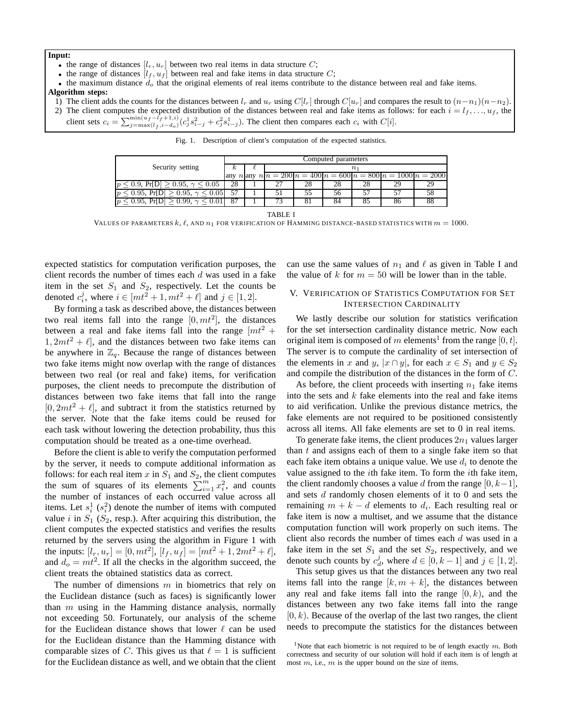**Input:**

- the range of distances $[l_r, u_r]$ between two real items in data structure $C$;
- the range of distances $[l_f, u_f]$ between real and fake items in data structure $C$;
- the maximum distance $d_o$ that the original elements of real items contribute to the distance between real and fake items.

**Algorithm steps:**

1) The client adds the counts for the distances between $l_r$ and $u_r$ using $C[l_r]$ through $C[u_r]$ and compares the result to $(n-n_1)(n-n_2)$.
2) The client computes the expected distribution of the distances between real and fake items as follows: for each $i = l_f, \ldots, u_f$, the client sets $c_i = \sum_{j=\max(l_f, i-d_o)}^{\min(u_f-l_f+1, i)} (c_j^1 s_{i-j}^2 + c_j^2 s_{i-j}^1)$. The client then compares each $c_i$ with $C[i]$.

Fig. 1. Description of client's computation of the expected statistics.

| Security setting | Computed parameters | | | | | | | |
|---|---|---|---|---|---|---|---|---|
| | $k$ | $\ell$ | $n_1$ | | | | | |
| | any $n$ | any $n$ | $n = 200$ | $n = 400$ | $n = 600$ | $n = 800$ | $n = 1000$ | $n = 2000$ |
| $p \leq 0.9$, Pr[D] $\geq 0.95$, $\gamma \leq 0.05$ | 28 | 1 | 27 | 28 | 28 | 28 | 29 | 29 |
| $p \leq 0.95$, Pr[D] $\geq 0.95$, $\gamma \leq 0.05$ | 57 | 1 | 51 | 55 | 56 | 57 | 57 | 58 |
| $p \leq 0.95$, Pr[D] $\geq 0.99$, $\gamma \leq 0.01$ | 87 | 1 | 73 | 81 | 84 | 85 | 86 | 88 |

TABLE I

VALUES OF PARAMETERS $k$, $\ell$, AND $n_1$ FOR VERIFICATION OF HAMMING DISTANCE-BASED STATISTICS WITH $m = 1000$.

expected statistics for computation verification purposes, the client records the number of times each $d$ was used in a fake item in the set $S_1$ and $S_2$, respectively. Let the counts be denoted $c_i^j$, where $i \in [mt^2+1, mt^2+\ell]$ and $j \in [1, 2]$.

By forming a task as described above, the distances between two real items fall into the range $[0, mt^2]$, the distances between a real and fake items fall into the range $[mt^2 + 1, 2mt^2 + \ell]$, and the distances between two fake items can be anywhere in $\mathbb{Z}_q$. Because the range of distances between two fake items might now overlap with the range of distances between two real (or real and fake) items, for verification purposes, the client needs to precompute the distribution of distances between two fake items that fall into the range $[0, 2mt^2 + \ell]$, and subtract it from the statistics returned by the server. Note that the fake items could be reused for each task without lowering the detection probability, thus this computation should be treated as a one-time overhead.

Before the client is able to verify the computation performed by the server, it needs to compute additional information as follows: for each real item $x$ in $S_1$ and $S_2$, the client computes the sum of squares of its elements $\sum_{i=1}^m x_i^2$, and counts the number of instances of each occurred value across all items. Let $s_i^1$ ($s_i^2$) denote the number of items with computed value $i$ in $S_1$ ($S_2$, resp.). After acquiring this distribution, the client computes the expected statistics and verifies the results returned by the servers using the algorithm in Figure 1 with the inputs: $[l_r, u_r] = [0, mt^2]$, $[l_f, u_f] = [mt^2+1, 2mt^2+\ell]$, and $d_o = mt^2$. If all the checks in the algorithm succeed, the client treats the obtained statistics data as correct.

The number of dimensions $m$ in biometrics that rely on the Euclidean distance (such as faces) is significantly lower than $m$ using in the Hamming distance analysis, normally not exceeding 50. Fortunately, our analysis of the scheme for the Euclidean distance shows that lower $\ell$ can be used for the Euclidean distance than the Hamming distance with comparable sizes of $C$. This gives us that $\ell = 1$ is sufficient for the Euclidean distance as well, and we obtain that the client can use the same values of $n_1$ and $\ell$ as given in Table I and the value of $k$ for $m = 50$ will be lower than in the table.

## V. VERIFICATION OF STATISTICS COMPUTATION FOR SET INTERSECTION CARDINALITY

We lastly describe our solution for statistics verification for the set intersection cardinality distance metric. Now each original item is composed of $m$ elements[1] from the range $[0, t)$. The server is to compute the cardinality of set intersection of the elements in $x$ and $y$, $|x \cap y|$, for each $x \in S_1$ and $y \in S_2$ and compile the distribution of the distances in the form of $C$.

As before, the client proceeds with inserting $n_1$ fake items into the sets and $k$ fake elements into the real and fake items to aid verification. Unlike the previous distance metrics, the fake elements are not required to be positioned consistently across all items. All fake elements are set to 0 in real items.

To generate fake items, the client produces $2n_1$ values larger than $t$ and assigns each of them to a single fake item so that each fake item obtains a unique value. We use $d_i$ to denote the value assigned to the $i$th fake item. To form the $i$th fake item, the client randomly chooses a value $d$ from the range $[0, k-1]$, and sets $d$ randomly chosen elements of it to 0 and sets the remaining $m + k - d$ elements to $d_i$. Each resulting real or fake item is now a multiset, and we assume that the distance computation function will work properly on such items. The client also records the number of times each $d$ was used in a fake item in the set $S_1$ and the set $S_2$, respectively, and we denote such counts by $c_d^j$, where $d \in [0, k-1]$ and $j \in [1, 2]$.

This setup gives us that the distances between any two real items fall into the range $[k, m + k]$, the distances between any real and fake items fall into the range $[0, k)$, and the distances between any two fake items fall into the range $[0, k)$. Because of the overlap of the last two ranges, the client needs to precompute the statistics for the distances between

[1] Note that each biometric is not required to be of length exactly $m$. Both correctness and security of our solution will hold if each item is of length at most $m$, i.e., $m$ is the upper bound on the size of items.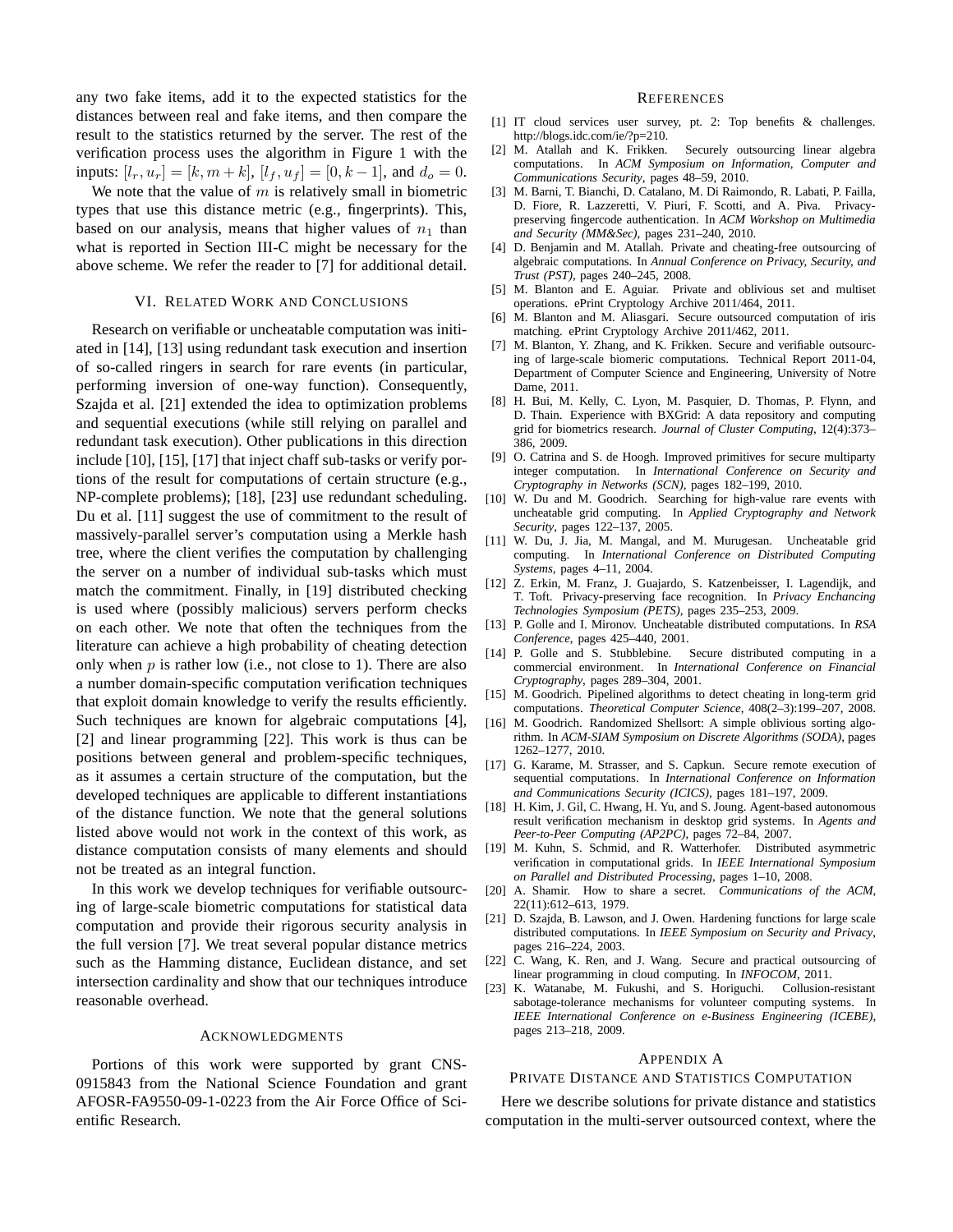any two fake items, add it to the expected statistics for the distances between real and fake items, and then compare the result to the statistics returned by the server. The rest of the verification process uses the algorithm in Figure 1 with the inputs: $[l_r, u_r] = [k, m+k]$, $[l_f, u_f] = [0, k-1]$, and $d_o = 0$.

We note that the value of $m$ is relatively small in biometric types that use this distance metric (e.g., fingerprints). This, based on our analysis, means that higher values of $n_1$ than what is reported in Section III-C might be necessary for the above scheme. We refer the reader to [7] for additional detail.

## VI. Related Work and Conclusions

Research on verifiable or uncheatable computation was initiated in [14], [13] using redundant task execution and insertion of so-called ringers in search for rare events (in particular, performing inversion of one-way function). Consequently, Szajda et al. [21] extended the idea to optimization problems and sequential executions (while still relying on parallel and redundant task execution). Other publications in this direction include [10], [15], [17] that inject chaff sub-tasks or verify portions of the result for computations of certain structure (e.g., NP-complete problems); [18], [23] use redundant scheduling. Du et al. [11] suggest the use of commitment to the result of massively-parallel server's computation using a Merkle hash tree, where the client verifies the computation by challenging the server on a number of individual sub-tasks which must match the commitment. Finally, in [19] distributed checking is used where (possibly malicious) servers perform checks on each other. We note that often the techniques from the literature can achieve a high probability of cheating detection only when $p$ is rather low (i.e., not close to 1). There are also a number domain-specific computation verification techniques that exploit domain knowledge to verify the results efficiently. Such techniques are known for algebraic computations [4], [2] and linear programming [22]. This work is thus can be positions between general and problem-specific techniques, as it assumes a certain structure of the computation, but the developed techniques are applicable to different instantiations of the distance function. We note that the general solutions listed above would not work in the context of this work, as distance computation consists of many elements and should not be treated as an integral function.

In this work we develop techniques for verifiable outsourcing of large-scale biometric computations for statistical data computation and provide their rigorous security analysis in the full version [7]. We treat several popular distance metrics such as the Hamming distance, Euclidean distance, and set intersection cardinality and show that our techniques introduce reasonable overhead.

## Acknowledgments

Portions of this work were supported by grant CNS-0915843 from the National Science Foundation and grant AFOSR-FA9550-09-1-0223 from the Air Force Office of Scientific Research.

## References

[1] IT cloud services user survey, pt. 2: Top benefits & challenges. http://blogs.idc.com/ie/?p=210.

[2] M. Atallah and K. Frikken. Securely outsourcing linear algebra computations. In *ACM Symposium on Information, Computer and Communications Security*, pages 48–59, 2010.

[3] M. Barni, T. Bianchi, D. Catalano, M. Di Raimondo, R. Labati, P. Failla, D. Fiore, R. Lazzeretti, V. Piuri, F. Scotti, and A. Piva. Privacy-preserving fingercode authentication. In *ACM Workshop on Multimedia and Security (MM&Sec)*, pages 231–240, 2010.

[4] D. Benjamin and M. Atallah. Private and cheating-free outsourcing of algebraic computations. In *Annual Conference on Privacy, Security, and Trust (PST)*, pages 240–245, 2008.

[5] M. Blanton and E. Aguiar. Private and oblivious set and multiset operations. ePrint Cryptology Archive 2011/464, 2011.

[6] M. Blanton and M. Aliasgari. Secure outsourced computation of iris matching. ePrint Cryptology Archive 2011/462, 2011.

[7] M. Blanton, Y. Zhang, and K. Frikken. Secure and verifiable outsourcing of large-scale biomeric computations. Technical Report 2011-04, Department of Computer Science and Engineering, University of Notre Dame, 2011.

[8] H. Bui, M. Kelly, C. Lyon, M. Pasquier, D. Thomas, P. Flynn, and D. Thain. Experience with BXGrid: A data repository and computing grid for biometrics research. *Journal of Cluster Computing*, 12(4):373–386, 2009.

[9] O. Catrina and S. de Hoogh. Improved primitives for secure multiparty integer computation. In *International Conference on Security and Cryptography in Networks (SCN)*, pages 182–199, 2010.

[10] W. Du and M. Goodrich. Searching for high-value rare events with uncheatable grid computing. In *Applied Cryptography and Network Security*, pages 122–137, 2005.

[11] W. Du, J. Jia, M. Mangal, and M. Murugesan. Uncheatable grid computing. In *International Conference on Distributed Computing Systems*, pages 4–11, 2004.

[12] Z. Erkin, M. Franz, J. Guajardo, S. Katzenbeisser, I. Lagendijk, and T. Toft. Privacy-preserving face recognition. In *Privacy Enchancing Technologies Symposium (PETS)*, pages 235–253, 2009.

[13] P. Golle and I. Mironov. Uncheatable distributed computations. In *RSA Conference*, pages 425–440, 2001.

[14] P. Golle and S. Stubblebine. Secure distributed computing in a commercial environment. In *International Conference on Financial Cryptography*, pages 289–304, 2001.

[15] M. Goodrich. Pipelined algorithms to detect cheating in long-term grid computations. *Theoretical Computer Science*, 408(2–3):199–207, 2008.

[16] M. Goodrich. Randomized Shellsort: A simple oblivious sorting algorithm. In *ACM-SIAM Symposium on Discrete Algorithms (SODA)*, pages 1262–1277, 2010.

[17] G. Karame, M. Strasser, and S. Capkun. Secure remote execution of sequential computations. In *International Conference on Information and Communications Security (ICICS)*, pages 181–197, 2009.

[18] H. Kim, J. Gil, C. Hwang, H. Yu, and S. Joung. Agent-based autonomous result verification mechanism in desktop grid systems. In *Agents and Peer-to-Peer Computing (AP2PC)*, pages 72–84, 2007.

[19] M. Kuhn, S. Schmid, and R. Watterhofer. Distributed asymmetric verification in computational grids. In *IEEE International Symposium on Parallel and Distributed Processing*, pages 1–10, 2008.

[20] A. Shamir. How to share a secret. *Communications of the ACM*, 22(11):612–613, 1979.

[21] D. Szajda, B. Lawson, and J. Owen. Hardening functions for large scale distributed computations. In *IEEE Symposium on Security and Privacy*, pages 216–224, 2003.

[22] C. Wang, K. Ren, and J. Wang. Secure and practical outsourcing of linear programming in cloud computing. In *INFOCOM*, 2011.

[23] K. Watanabe, M. Fukushi, and S. Horiguchi. Collusion-resistant sabotage-tolerance mechanisms for volunteer computing systems. In *IEEE International Conference on e-Business Engineering (ICEBE)*, pages 213–218, 2009.

## Appendix A
## Private Distance and Statistics Computation

Here we describe solutions for private distance and statistics computation in the multi-server outsourced context, where the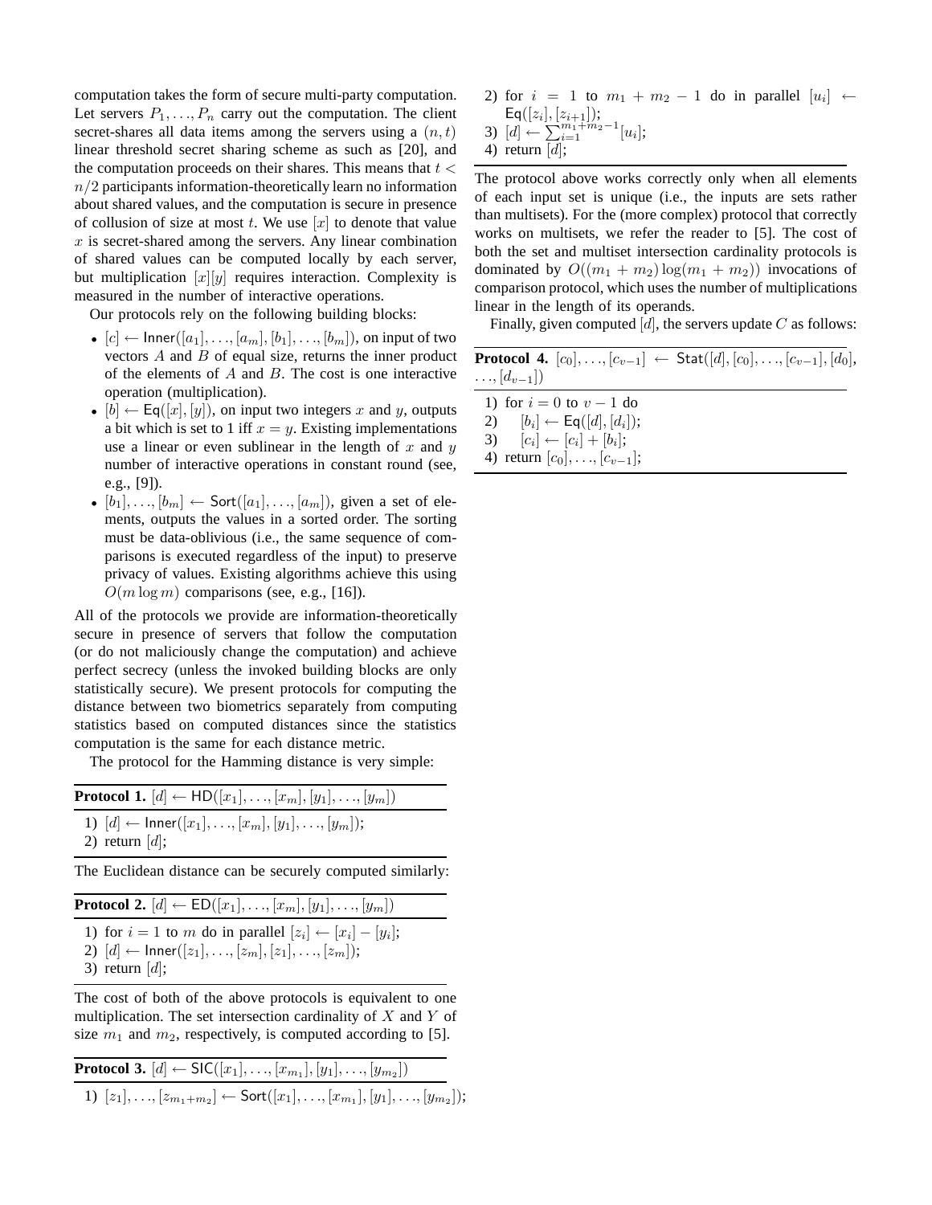computation takes the form of secure multi-party computation. Let servers $P_1, \ldots, P_n$ carry out the computation. The client secret-shares all data items among the servers using a $(n, t)$ linear threshold secret sharing scheme as such as [20], and the computation proceeds on their shares. This means that $t < n/2$ participants information-theoretically learn no information about shared values, and the computation is secure in presence of collusion of size at most $t$. We use $[x]$ to denote that value $x$ is secret-shared among the servers. Any linear combination of shared values can be computed locally by each server, but multiplication $[x][y]$ requires interaction. Complexity is measured in the number of interactive operations.

Our protocols rely on the following building blocks:

- $[c] \leftarrow \mathsf{Inner}([a_1], \ldots, [a_m], [b_1], \ldots, [b_m])$, on input of two vectors $A$ and $B$ of equal size, returns the inner product of the elements of $A$ and $B$. The cost is one interactive operation (multiplication).
- $[b] \leftarrow \mathsf{Eq}([x], [y])$, on input two integers $x$ and $y$, outputs a bit which is set to 1 iff $x = y$. Existing implementations use a linear or even sublinear in the length of $x$ and $y$ number of interactive operations in constant round (see, e.g., [9]).
- $[b_1], \ldots, [b_m] \leftarrow \mathsf{Sort}([a_1], \ldots, [a_m])$, given a set of elements, outputs the values in a sorted order. The sorting must be data-oblivious (i.e., the same sequence of comparisons is executed regardless of the input) to preserve privacy of values. Existing algorithms achieve this using $O(m \log m)$ comparisons (see, e.g., [16]).

All of the protocols we provide are information-theoretically secure in presence of servers that follow the computation (or do not maliciously change the computation) and achieve perfect secrecy (unless the invoked building blocks are only statistically secure). We present protocols for computing the distance between two biometrics separately from computing statistics based on computed distances since the statistics computation is the same for each distance metric.

The protocol for the Hamming distance is very simple:

**Protocol 1.** $[d] \leftarrow \mathsf{HD}([x_1], \ldots, [x_m], [y_1], \ldots, [y_m])$

1) $[d] \leftarrow \mathsf{Inner}([x_1], \ldots, [x_m], [y_1], \ldots, [y_m])$;
2) return $[d]$;

The Euclidean distance can be securely computed similarly:

**Protocol 2.** $[d] \leftarrow \mathsf{ED}([x_1], \ldots, [x_m], [y_1], \ldots, [y_m])$

1) for $i = 1$ to $m$ do in parallel $[z_i] \leftarrow [x_i] - [y_i]$;
2) $[d] \leftarrow \mathsf{Inner}([z_1], \ldots, [z_m], [z_1], \ldots, [z_m])$;
3) return $[d]$;

The cost of both of the above protocols is equivalent to one multiplication. The set intersection cardinality of $X$ and $Y$ of size $m_1$ and $m_2$, respectively, is computed according to [5].

**Protocol 3.** $[d] \leftarrow \mathsf{SIC}([x_1], \ldots, [x_{m_1}], [y_1], \ldots, [y_{m_2}])$

1) $[z_1], \ldots, [z_{m_1+m_2}] \leftarrow \mathsf{Sort}([x_1], \ldots, [x_{m_1}], [y_1], \ldots, [y_{m_2}])$;
2) for $i = 1$ to $m_1 + m_2 - 1$ do in parallel $[u_i] \leftarrow \mathsf{Eq}([z_i], [z_{i+1}])$;
3) $[d] \leftarrow \sum_{i=1}^{m_1+m_2-1} [u_i]$;
4) return $[d]$;

The protocol above works correctly only when all elements of each input set is unique (i.e., the inputs are sets rather than multisets). For the (more complex) protocol that correctly works on multisets, we refer the reader to [5]. The cost of both the set and multiset intersection cardinality protocols is dominated by $O((m_1 + m_2) \log(m_1 + m_2))$ invocations of comparison protocol, which uses the number of multiplications linear in the length of its operands.

Finally, given computed $[d]$, the servers update $C$ as follows:

**Protocol 4.** $[c_0], \ldots, [c_{v-1}] \leftarrow \mathsf{Stat}([d], [c_0], \ldots, [c_{v-1}], [d_0], \ldots, [d_{v-1}])$

1) for $i = 0$ to $v - 1$ do
2) $\quad [b_i] \leftarrow \mathsf{Eq}([d], [d_i])$;
3) $\quad [c_i] \leftarrow [c_i] + [b_i]$;
4) return $[c_0], \ldots, [c_{v-1}]$;